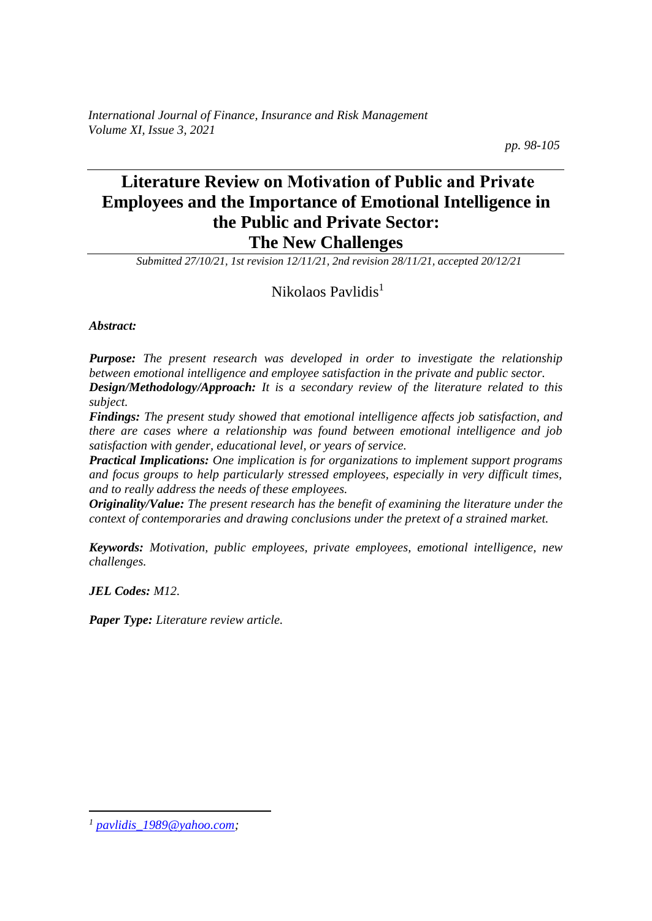# Literature Review on Motivation of Public and Private Employees and the Importance of Emotional Intelligence in the Public and Private Sector: The New Challenges

*Submitted 27/10/21, 1st revision 12/11/21, 2nd revision 28/11/21, accepted 20/12/21*

Nikolaos Pavlidis[1]

***Abstract:***

***Purpose:*** *The present research was developed in order to investigate the relationship between emotional intelligence and employee satisfaction in the private and public sector.*

***Design/Methodology/Approach:*** *It is a secondary review of the literature related to this subject.*

***Findings:*** *The present study showed that emotional intelligence affects job satisfaction, and there are cases where a relationship was found between emotional intelligence and job satisfaction with gender, educational level, or years of service.*

***Practical Implications:*** *One implication is for organizations to implement support programs and focus groups to help particularly stressed employees, especially in very difficult times, and to really address the needs of these employees.*

***Originality/Value:*** *The present research has the benefit of examining the literature under the context of contemporaries and drawing conclusions under the pretext of a strained market.*

***Keywords:*** *Motivation, public employees, private employees, emotional intelligence, new challenges.*

***JEL Codes:*** *M12.*

***Paper Type:*** *Literature review article.*

---

[1] *pavlidis_1989@yahoo.com;*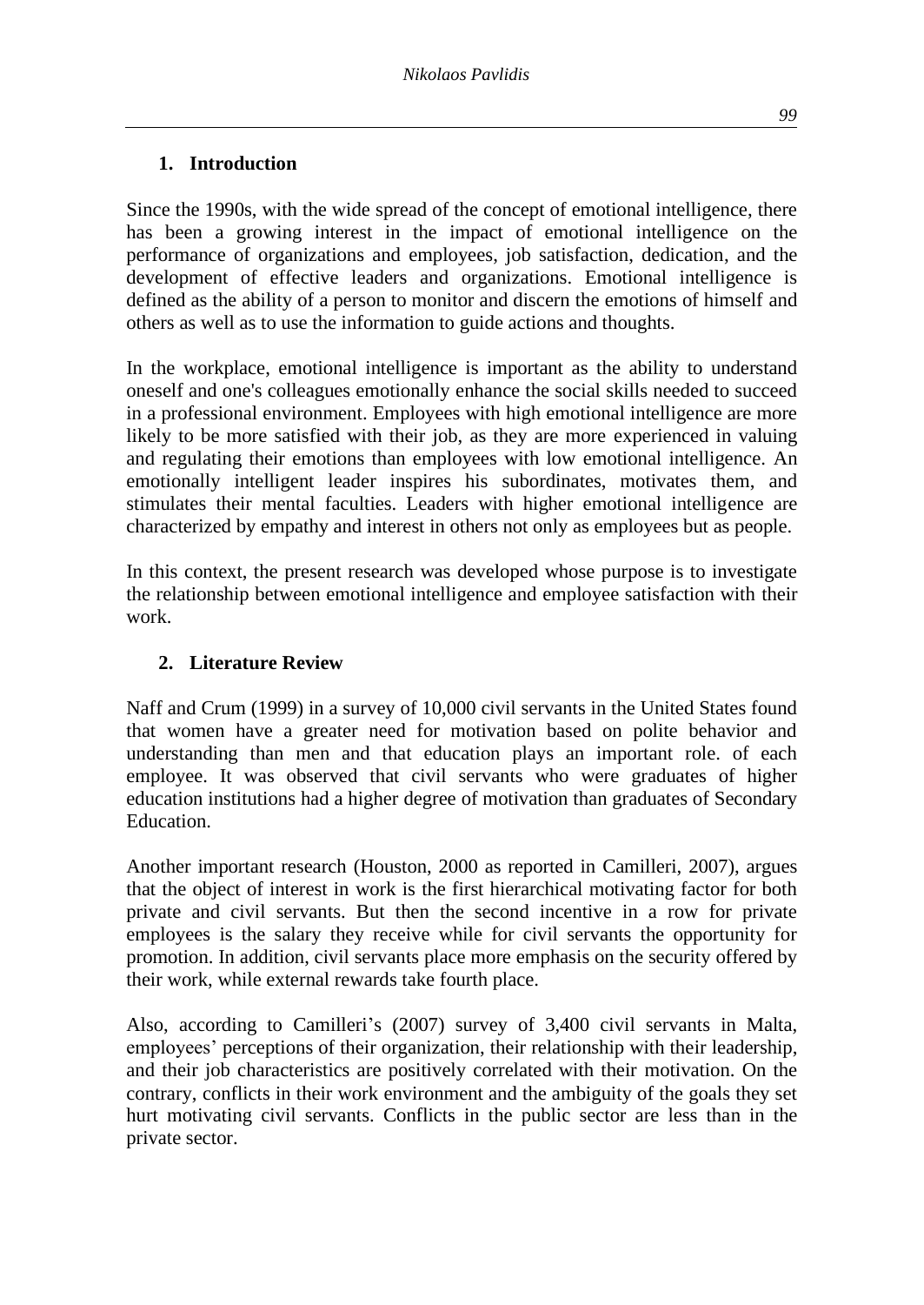## 1. Introduction

Since the 1990s, with the wide spread of the concept of emotional intelligence, there has been a growing interest in the impact of emotional intelligence on the performance of organizations and employees, job satisfaction, dedication, and the development of effective leaders and organizations. Emotional intelligence is defined as the ability of a person to monitor and discern the emotions of himself and others as well as to use the information to guide actions and thoughts.

In the workplace, emotional intelligence is important as the ability to understand oneself and one's colleagues emotionally enhance the social skills needed to succeed in a professional environment. Employees with high emotional intelligence are more likely to be more satisfied with their job, as they are more experienced in valuing and regulating their emotions than employees with low emotional intelligence. An emotionally intelligent leader inspires his subordinates, motivates them, and stimulates their mental faculties. Leaders with higher emotional intelligence are characterized by empathy and interest in others not only as employees but as people.

In this context, the present research was developed whose purpose is to investigate the relationship between emotional intelligence and employee satisfaction with their work.

## 2. Literature Review

Naff and Crum (1999) in a survey of 10,000 civil servants in the United States found that women have a greater need for motivation based on polite behavior and understanding than men and that education plays an important role. of each employee. It was observed that civil servants who were graduates of higher education institutions had a higher degree of motivation than graduates of Secondary Education.

Another important research (Houston, 2000 as reported in Camilleri, 2007), argues that the object of interest in work is the first hierarchical motivating factor for both private and civil servants. But then the second incentive in a row for private employees is the salary they receive while for civil servants the opportunity for promotion. In addition, civil servants place more emphasis on the security offered by their work, while external rewards take fourth place.

Also, according to Camilleri's (2007) survey of 3,400 civil servants in Malta, employees' perceptions of their organization, their relationship with their leadership, and their job characteristics are positively correlated with their motivation. On the contrary, conflicts in their work environment and the ambiguity of the goals they set hurt motivating civil servants. Conflicts in the public sector are less than in the private sector.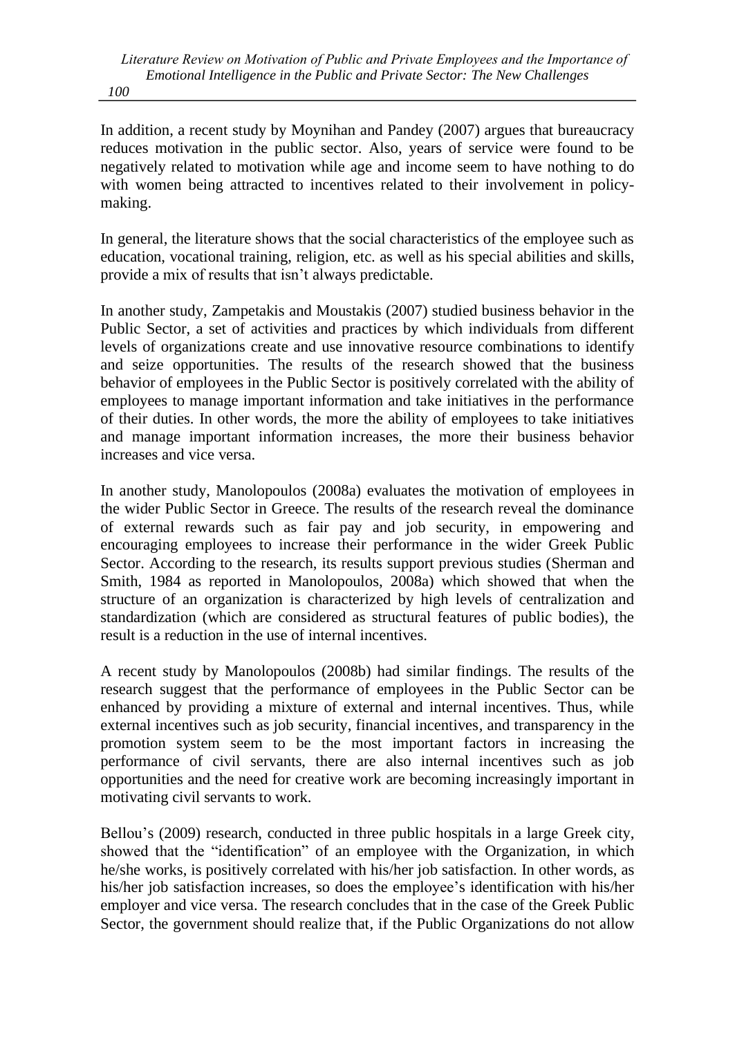In addition, a recent study by Moynihan and Pandey (2007) argues that bureaucracy reduces motivation in the public sector. Also, years of service were found to be negatively related to motivation while age and income seem to have nothing to do with women being attracted to incentives related to their involvement in policy-making.

In general, the literature shows that the social characteristics of the employee such as education, vocational training, religion, etc. as well as his special abilities and skills, provide a mix of results that isn't always predictable.

In another study, Zampetakis and Moustakis (2007) studied business behavior in the Public Sector, a set of activities and practices by which individuals from different levels of organizations create and use innovative resource combinations to identify and seize opportunities. The results of the research showed that the business behavior of employees in the Public Sector is positively correlated with the ability of employees to manage important information and take initiatives in the performance of their duties. In other words, the more the ability of employees to take initiatives and manage important information increases, the more their business behavior increases and vice versa.

In another study, Manolopoulos (2008a) evaluates the motivation of employees in the wider Public Sector in Greece. The results of the research reveal the dominance of external rewards such as fair pay and job security, in empowering and encouraging employees to increase their performance in the wider Greek Public Sector. According to the research, its results support previous studies (Sherman and Smith, 1984 as reported in Manolopoulos, 2008a) which showed that when the structure of an organization is characterized by high levels of centralization and standardization (which are considered as structural features of public bodies), the result is a reduction in the use of internal incentives.

A recent study by Manolopoulos (2008b) had similar findings. The results of the research suggest that the performance of employees in the Public Sector can be enhanced by providing a mixture of external and internal incentives. Thus, while external incentives such as job security, financial incentives, and transparency in the promotion system seem to be the most important factors in increasing the performance of civil servants, there are also internal incentives such as job opportunities and the need for creative work are becoming increasingly important in motivating civil servants to work.

Bellou's (2009) research, conducted in three public hospitals in a large Greek city, showed that the "identification" of an employee with the Organization, in which he/she works, is positively correlated with his/her job satisfaction. In other words, as his/her job satisfaction increases, so does the employee's identification with his/her employer and vice versa. The research concludes that in the case of the Greek Public Sector, the government should realize that, if the Public Organizations do not allow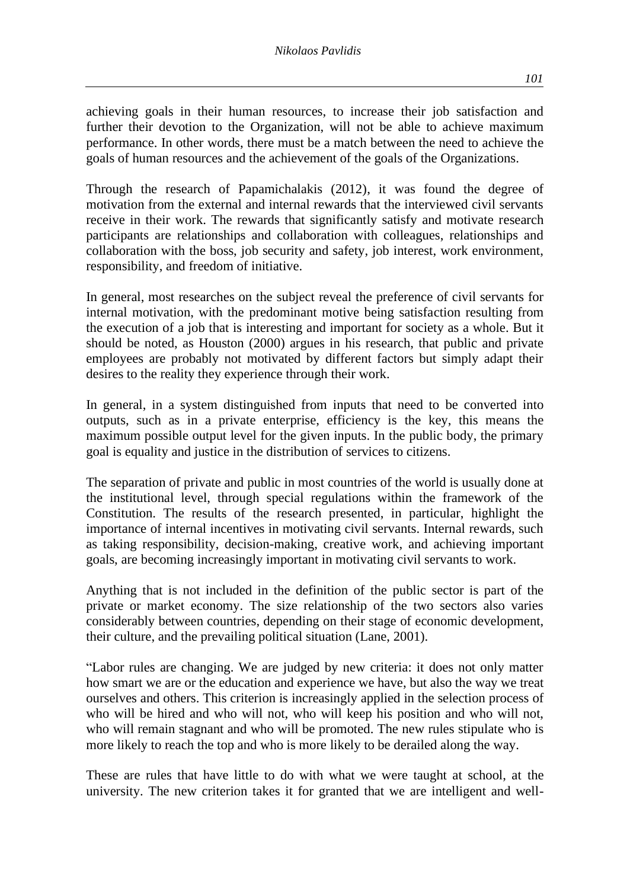achieving goals in their human resources, to increase their job satisfaction and further their devotion to the Organization, will not be able to achieve maximum performance. In other words, there must be a match between the need to achieve the goals of human resources and the achievement of the goals of the Organizations.

Through the research of Papamichalakis (2012), it was found the degree of motivation from the external and internal rewards that the interviewed civil servants receive in their work. The rewards that significantly satisfy and motivate research participants are relationships and collaboration with colleagues, relationships and collaboration with the boss, job security and safety, job interest, work environment, responsibility, and freedom of initiative.

In general, most researches on the subject reveal the preference of civil servants for internal motivation, with the predominant motive being satisfaction resulting from the execution of a job that is interesting and important for society as a whole. But it should be noted, as Houston (2000) argues in his research, that public and private employees are probably not motivated by different factors but simply adapt their desires to the reality they experience through their work.

In general, in a system distinguished from inputs that need to be converted into outputs, such as in a private enterprise, efficiency is the key, this means the maximum possible output level for the given inputs. In the public body, the primary goal is equality and justice in the distribution of services to citizens.

The separation of private and public in most countries of the world is usually done at the institutional level, through special regulations within the framework of the Constitution. The results of the research presented, in particular, highlight the importance of internal incentives in motivating civil servants. Internal rewards, such as taking responsibility, decision-making, creative work, and achieving important goals, are becoming increasingly important in motivating civil servants to work.

Anything that is not included in the definition of the public sector is part of the private or market economy. The size relationship of the two sectors also varies considerably between countries, depending on their stage of economic development, their culture, and the prevailing political situation (Lane, 2001).

"Labor rules are changing. We are judged by new criteria: it does not only matter how smart we are or the education and experience we have, but also the way we treat ourselves and others. This criterion is increasingly applied in the selection process of who will be hired and who will not, who will keep his position and who will not, who will remain stagnant and who will be promoted. The new rules stipulate who is more likely to reach the top and who is more likely to be derailed along the way.

These are rules that have little to do with what we were taught at school, at the university. The new criterion takes it for granted that we are intelligent and well-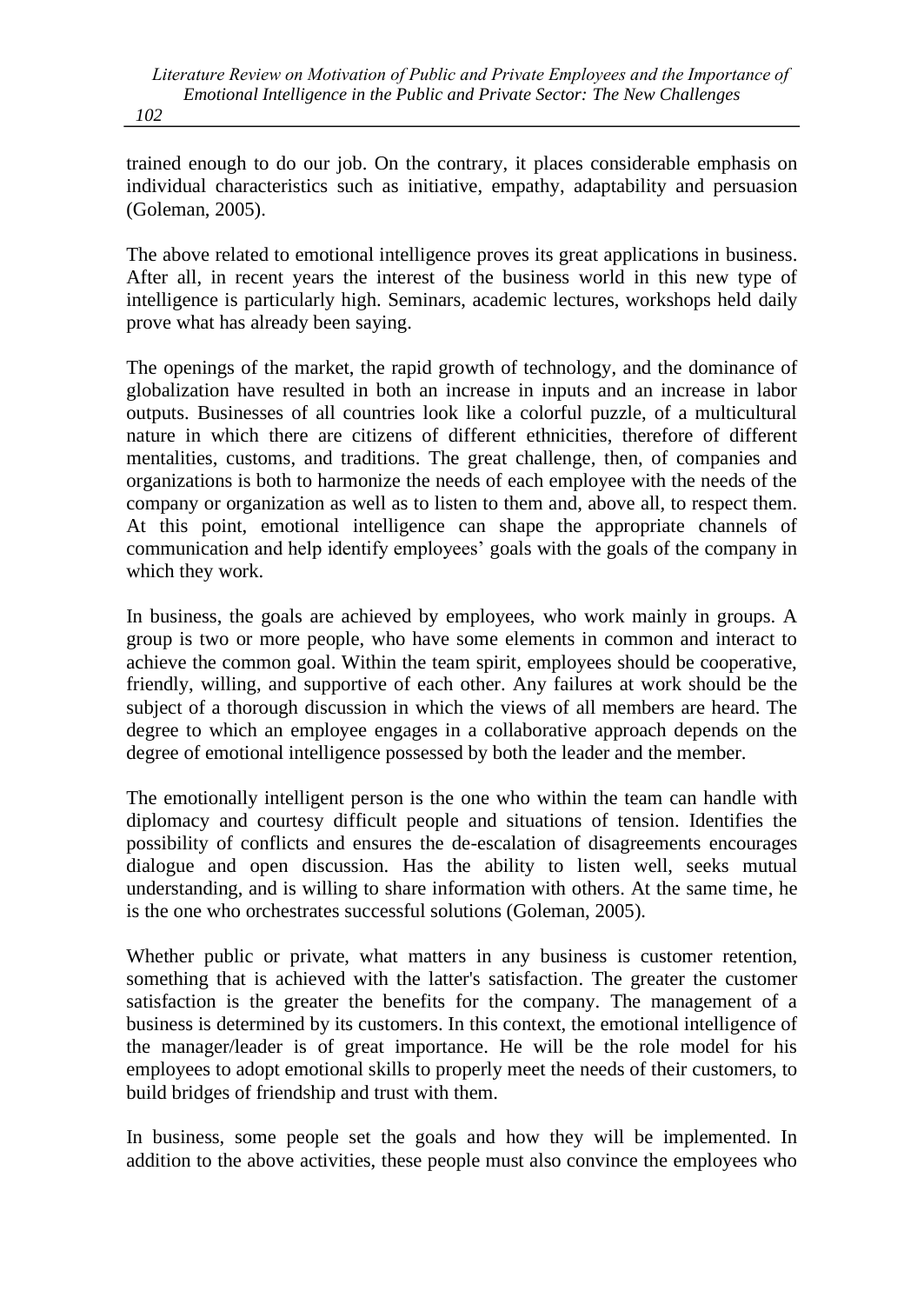trained enough to do our job. On the contrary, it places considerable emphasis on individual characteristics such as initiative, empathy, adaptability and persuasion (Goleman, 2005).

The above related to emotional intelligence proves its great applications in business. After all, in recent years the interest of the business world in this new type of intelligence is particularly high. Seminars, academic lectures, workshops held daily prove what has already been saying.

The openings of the market, the rapid growth of technology, and the dominance of globalization have resulted in both an increase in inputs and an increase in labor outputs. Businesses of all countries look like a colorful puzzle, of a multicultural nature in which there are citizens of different ethnicities, therefore of different mentalities, customs, and traditions. The great challenge, then, of companies and organizations is both to harmonize the needs of each employee with the needs of the company or organization as well as to listen to them and, above all, to respect them. At this point, emotional intelligence can shape the appropriate channels of communication and help identify employees' goals with the goals of the company in which they work.

In business, the goals are achieved by employees, who work mainly in groups. A group is two or more people, who have some elements in common and interact to achieve the common goal. Within the team spirit, employees should be cooperative, friendly, willing, and supportive of each other. Any failures at work should be the subject of a thorough discussion in which the views of all members are heard. The degree to which an employee engages in a collaborative approach depends on the degree of emotional intelligence possessed by both the leader and the member.

The emotionally intelligent person is the one who within the team can handle with diplomacy and courtesy difficult people and situations of tension. Identifies the possibility of conflicts and ensures the de-escalation of disagreements encourages dialogue and open discussion. Has the ability to listen well, seeks mutual understanding, and is willing to share information with others. At the same time, he is the one who orchestrates successful solutions (Goleman, 2005).

Whether public or private, what matters in any business is customer retention, something that is achieved with the latter's satisfaction. The greater the customer satisfaction is the greater the benefits for the company. The management of a business is determined by its customers. In this context, the emotional intelligence of the manager/leader is of great importance. He will be the role model for his employees to adopt emotional skills to properly meet the needs of their customers, to build bridges of friendship and trust with them.

In business, some people set the goals and how they will be implemented. In addition to the above activities, these people must also convince the employees who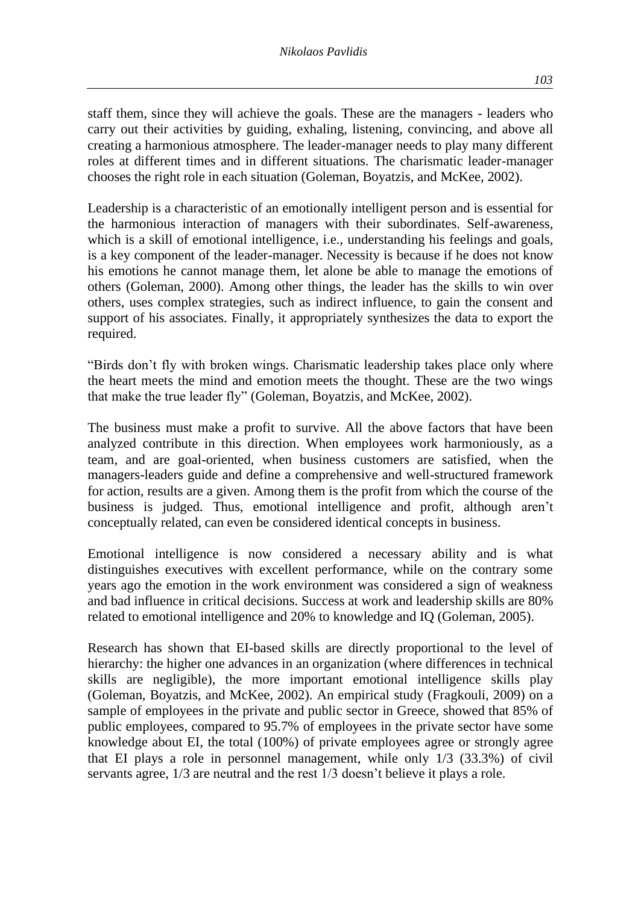staff them, since they will achieve the goals. These are the managers - leaders who carry out their activities by guiding, exhaling, listening, convincing, and above all creating a harmonious atmosphere. The leader-manager needs to play many different roles at different times and in different situations. The charismatic leader-manager chooses the right role in each situation (Goleman, Boyatzis, and McKee, 2002).

Leadership is a characteristic of an emotionally intelligent person and is essential for the harmonious interaction of managers with their subordinates. Self-awareness, which is a skill of emotional intelligence, i.e., understanding his feelings and goals, is a key component of the leader-manager. Necessity is because if he does not know his emotions he cannot manage them, let alone be able to manage the emotions of others (Goleman, 2000). Among other things, the leader has the skills to win over others, uses complex strategies, such as indirect influence, to gain the consent and support of his associates. Finally, it appropriately synthesizes the data to export the required.

"Birds don't fly with broken wings. Charismatic leadership takes place only where the heart meets the mind and emotion meets the thought. These are the two wings that make the true leader fly" (Goleman, Boyatzis, and McKee, 2002).

The business must make a profit to survive. All the above factors that have been analyzed contribute in this direction. When employees work harmoniously, as a team, and are goal-oriented, when business customers are satisfied, when the managers-leaders guide and define a comprehensive and well-structured framework for action, results are a given. Among them is the profit from which the course of the business is judged. Thus, emotional intelligence and profit, although aren't conceptually related, can even be considered identical concepts in business.

Emotional intelligence is now considered a necessary ability and is what distinguishes executives with excellent performance, while on the contrary some years ago the emotion in the work environment was considered a sign of weakness and bad influence in critical decisions. Success at work and leadership skills are 80% related to emotional intelligence and 20% to knowledge and IQ (Goleman, 2005).

Research has shown that EI-based skills are directly proportional to the level of hierarchy: the higher one advances in an organization (where differences in technical skills are negligible), the more important emotional intelligence skills play (Goleman, Boyatzis, and McKee, 2002). An empirical study (Fragkouli, 2009) on a sample of employees in the private and public sector in Greece, showed that 85% of public employees, compared to 95.7% of employees in the private sector have some knowledge about EI, the total (100%) of private employees agree or strongly agree that EI plays a role in personnel management, while only 1/3 (33.3%) of civil servants agree, 1/3 are neutral and the rest 1/3 doesn't believe it plays a role.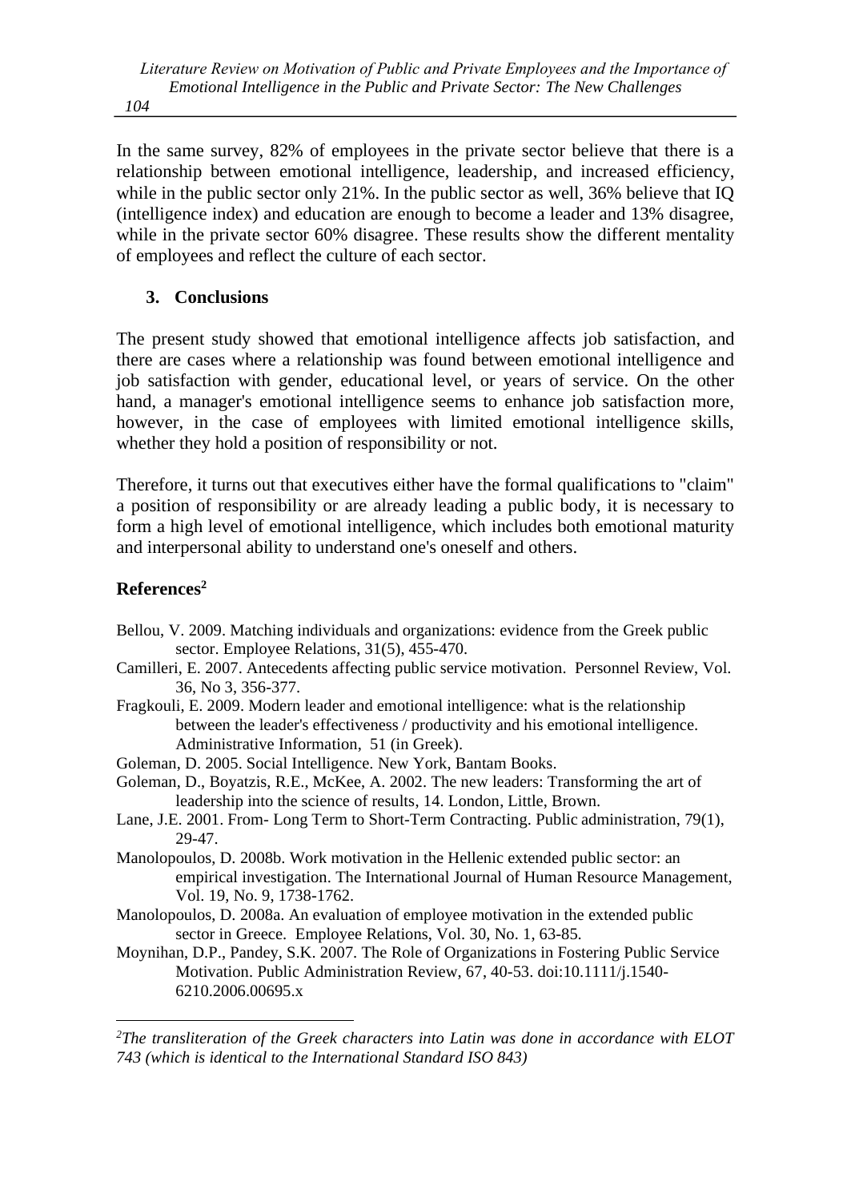In the same survey, 82% of employees in the private sector believe that there is a relationship between emotional intelligence, leadership, and increased efficiency, while in the public sector only 21%. In the public sector as well, 36% believe that IQ (intelligence index) and education are enough to become a leader and 13% disagree, while in the private sector 60% disagree. These results show the different mentality of employees and reflect the culture of each sector.

## 3. Conclusions

The present study showed that emotional intelligence affects job satisfaction, and there are cases where a relationship was found between emotional intelligence and job satisfaction with gender, educational level, or years of service. On the other hand, a manager's emotional intelligence seems to enhance job satisfaction more, however, in the case of employees with limited emotional intelligence skills, whether they hold a position of responsibility or not.

Therefore, it turns out that executives either have the formal qualifications to "claim" a position of responsibility or are already leading a public body, it is necessary to form a high level of emotional intelligence, which includes both emotional maturity and interpersonal ability to understand one's oneself and others.

## References[2]

Bellou, V. 2009. Matching individuals and organizations: evidence from the Greek public sector. Employee Relations, 31(5), 455-470.

Camilleri, E. 2007. Antecedents affecting public service motivation. Personnel Review, Vol. 36, No 3, 356-377.

Fragkouli, E. 2009. Modern leader and emotional intelligence: what is the relationship between the leader's effectiveness / productivity and his emotional intelligence. Administrative Information, 51 (in Greek).

Goleman, D. 2005. Social Intelligence. New York, Bantam Books.

Goleman, D., Boyatzis, R.E., McKee, A. 2002. The new leaders: Transforming the art of leadership into the science of results, 14. London, Little, Brown.

Lane, J.E. 2001. From- Long Term to Short-Term Contracting. Public administration, 79(1), 29-47.

Manolopoulos, D. 2008b. Work motivation in the Hellenic extended public sector: an empirical investigation. The International Journal of Human Resource Management, Vol. 19, No. 9, 1738-1762.

Manolopoulos, D. 2008a. An evaluation of employee motivation in the extended public sector in Greece. Employee Relations, Vol. 30, No. 1, 63-85.

Moynihan, D.P., Pandey, S.K. 2007. The Role of Organizations in Fostering Public Service Motivation. Public Administration Review, 67, 40-53. doi:10.1111/j.1540-6210.2006.00695.x

---

*[2]The transliteration of the Greek characters into Latin was done in accordance with ELOT 743 (which is identical to the International Standard ISO 843)*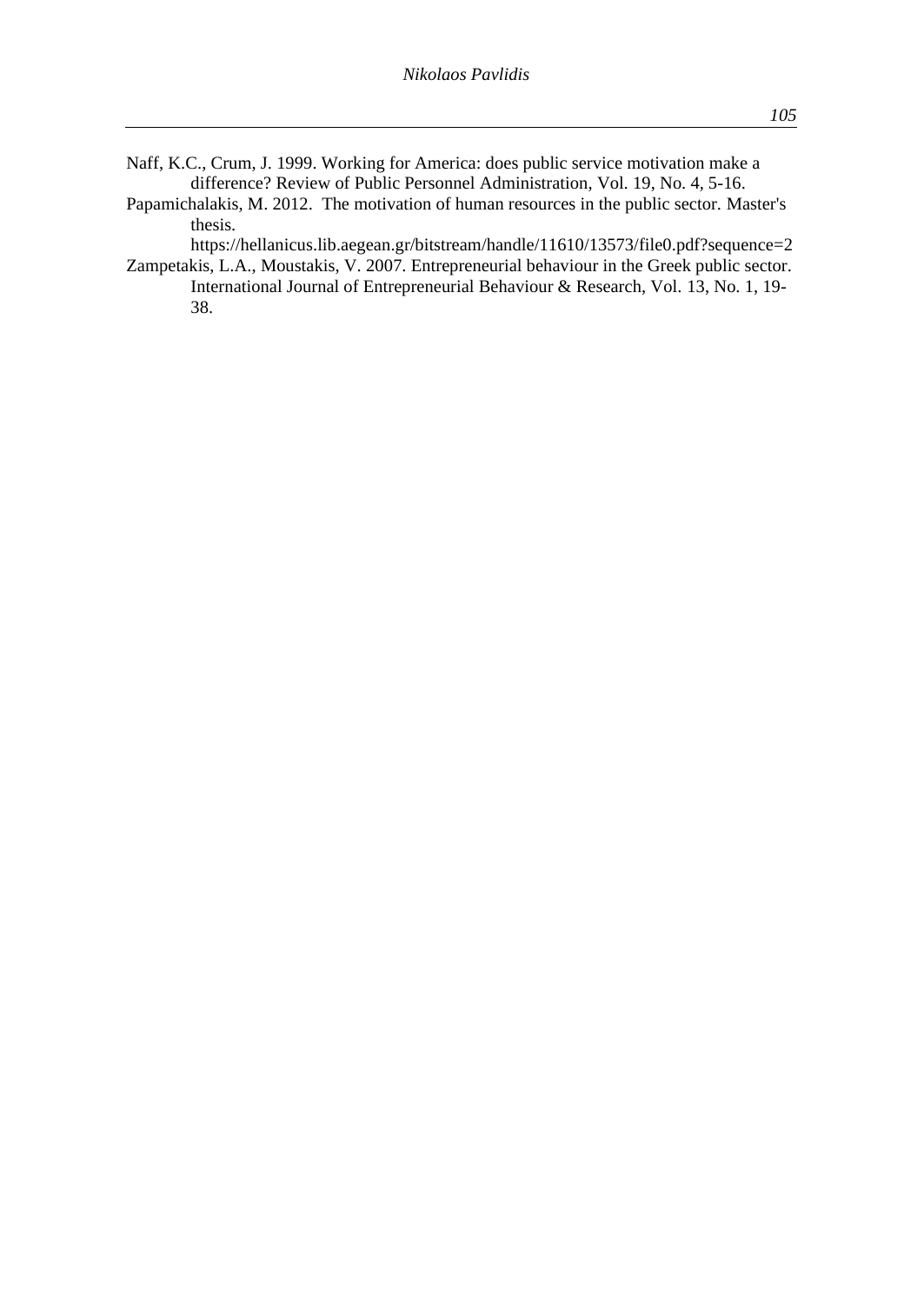Naff, K.C., Crum, J. 1999. Working for America: does public service motivation make a difference? Review of Public Personnel Administration, Vol. 19, No. 4, 5-16.

Papamichalakis, M. 2012. The motivation of human resources in the public sector. Master's thesis. https://hellanicus.lib.aegean.gr/bitstream/handle/11610/13573/file0.pdf?sequence=2

Zampetakis, L.A., Moustakis, V. 2007. Entrepreneurial behaviour in the Greek public sector. International Journal of Entrepreneurial Behaviour & Research, Vol. 13, No. 1, 19-38.